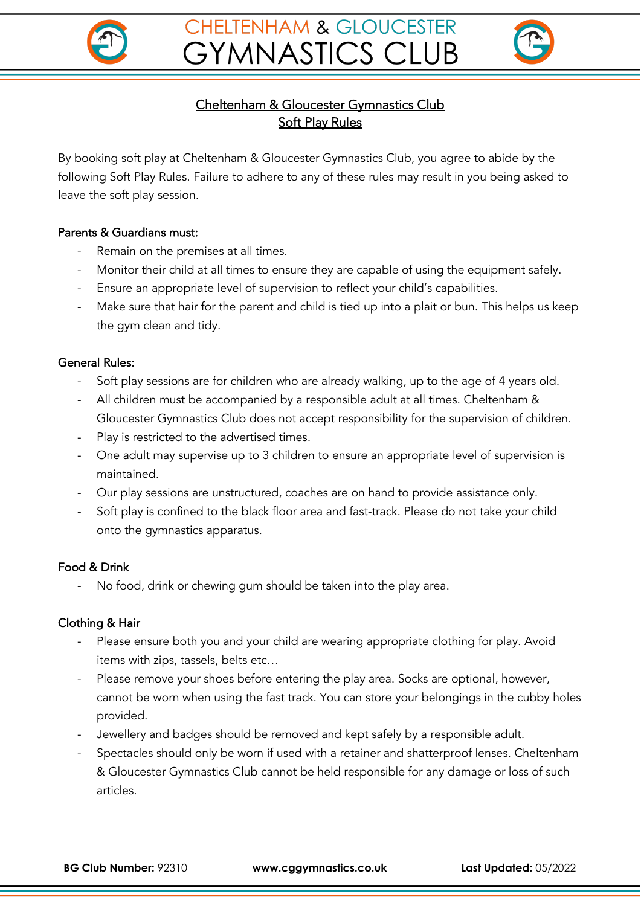# Cheltenham & Gloucester Gymnastics Club Soft Play Rules

By booking soft play at Cheltenham & Gloucester Gymnastics Club, you agree to abide by the following Soft Play Rules. Failure to adhere to any of these rules may result in you being asked to leave the soft play session.

**Parents & Guardians must:**

- Remain on the premises at all times.
- Monitor their child at all times to ensure they are capable of using the equipment safely.
- Ensure an appropriate level of supervision to reflect your child's capabilities.
- Make sure that hair for the parent and child is tied up into a plait or bun. This helps us keep the gym clean and tidy.

**General Rules:**

- Soft play sessions are for children who are already walking, up to the age of 4 years old.
- All children must be accompanied by a responsible adult at all times. Cheltenham & Gloucester Gymnastics Club does not accept responsibility for the supervision of children.
- Play is restricted to the advertised times.
- One adult may supervise up to 3 children to ensure an appropriate level of supervision is maintained.
- Our play sessions are unstructured, coaches are on hand to provide assistance only.
- Soft play is confined to the black floor area and fast-track. Please do not take your child onto the gymnastics apparatus.

**Food & Drink**

- No food, drink or chewing gum should be taken into the play area.

**Clothing & Hair**

- Please ensure both you and your child are wearing appropriate clothing for play. Avoid items with zips, tassels, belts etc…
- Please remove your shoes before entering the play area. Socks are optional, however, cannot be worn when using the fast track. You can store your belongings in the cubby holes provided.
- Jewellery and badges should be removed and kept safely by a responsible adult.
- Spectacles should only be worn if used with a retainer and shatterproof lenses. Cheltenham & Gloucester Gymnastics Club cannot be held responsible for any damage or loss of such articles.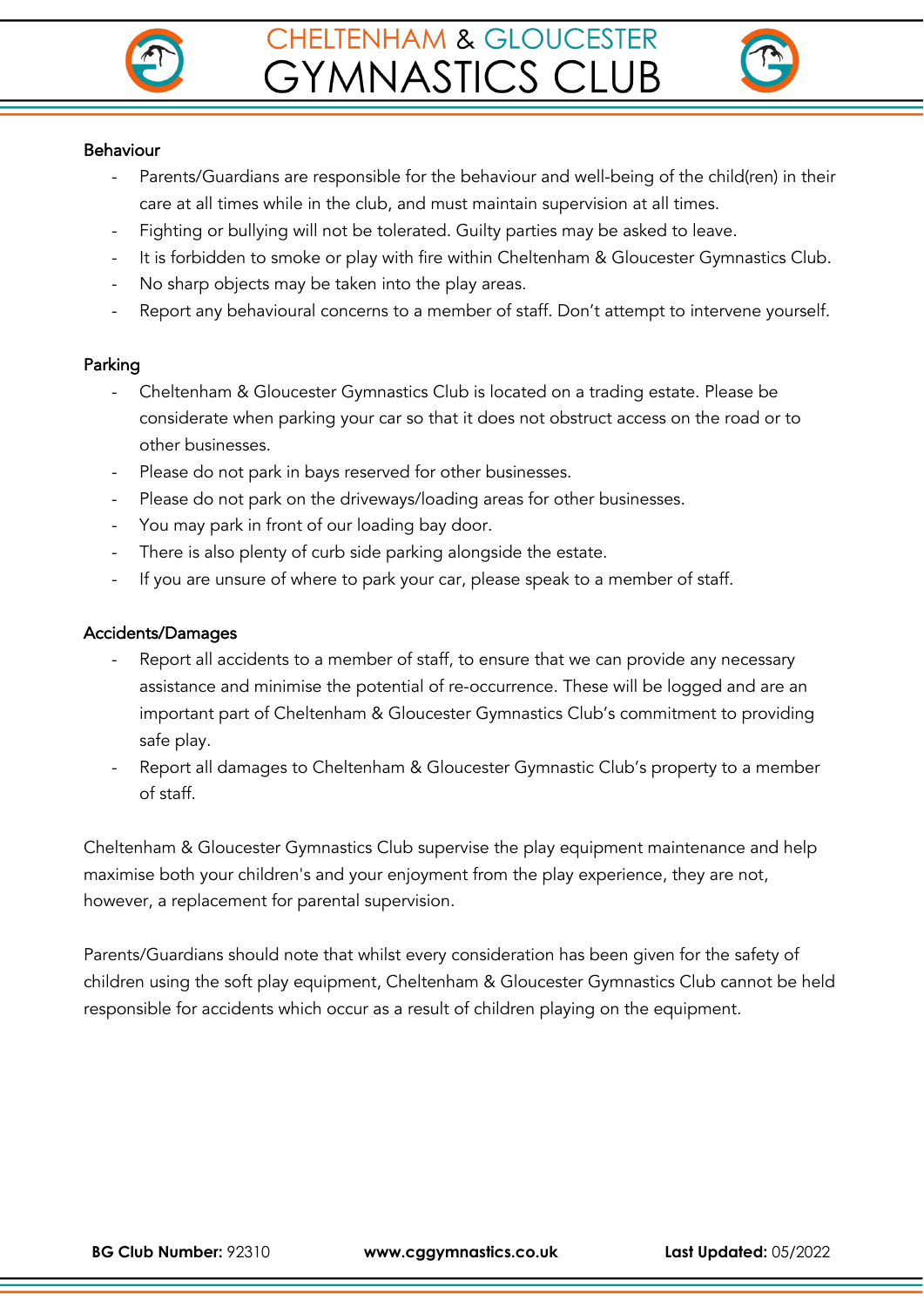### Behaviour

- Parents/Guardians are responsible for the behaviour and well-being of the child(ren) in their care at all times while in the club, and must maintain supervision at all times.
- Fighting or bullying will not be tolerated. Guilty parties may be asked to leave.
- It is forbidden to smoke or play with fire within Cheltenham & Gloucester Gymnastics Club.
- No sharp objects may be taken into the play areas.
- Report any behavioural concerns to a member of staff. Don't attempt to intervene yourself.

### Parking

- Cheltenham & Gloucester Gymnastics Club is located on a trading estate. Please be considerate when parking your car so that it does not obstruct access on the road or to other businesses.
- Please do not park in bays reserved for other businesses.
- Please do not park on the driveways/loading areas for other businesses.
- You may park in front of our loading bay door.
- There is also plenty of curb side parking alongside the estate.
- If you are unsure of where to park your car, please speak to a member of staff.

### Accidents/Damages

- Report all accidents to a member of staff, to ensure that we can provide any necessary assistance and minimise the potential of re-occurrence. These will be logged and are an important part of Cheltenham & Gloucester Gymnastics Club's commitment to providing safe play.
- Report all damages to Cheltenham & Gloucester Gymnastic Club's property to a member of staff.

Cheltenham & Gloucester Gymnastics Club supervise the play equipment maintenance and help maximise both your children's and your enjoyment from the play experience, they are not, however, a replacement for parental supervision.

Parents/Guardians should note that whilst every consideration has been given for the safety of children using the soft play equipment, Cheltenham & Gloucester Gymnastics Club cannot be held responsible for accidents which occur as a result of children playing on the equipment.